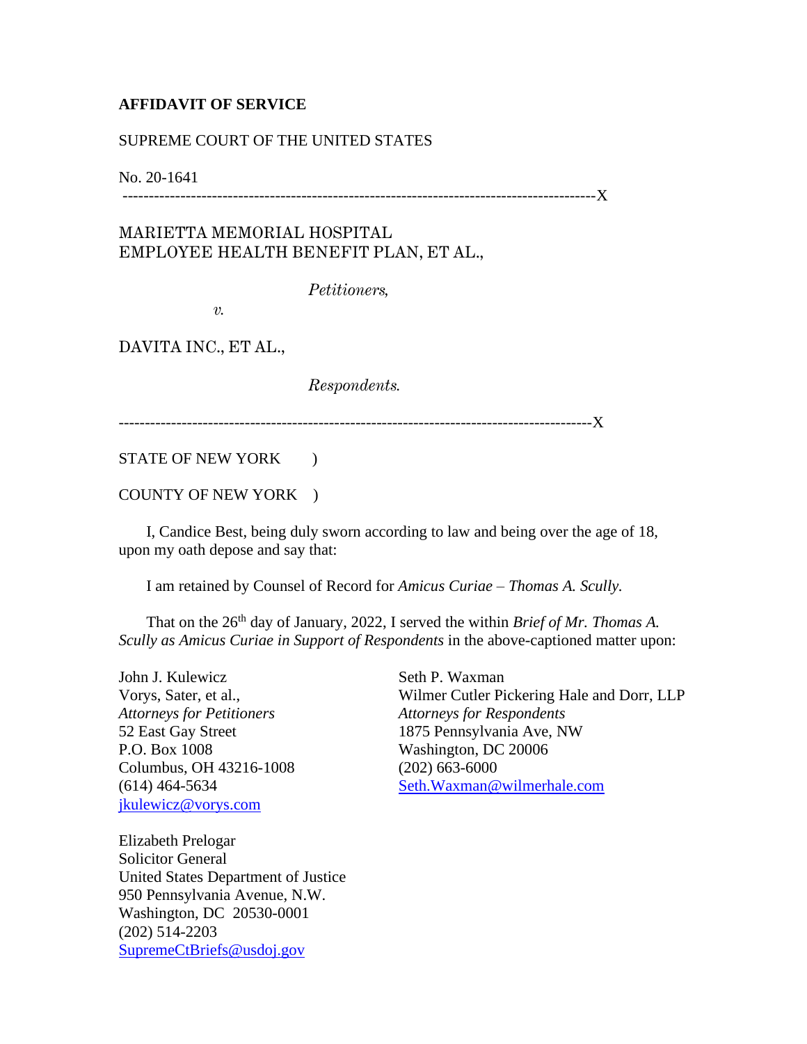**AFFIDAVIT OF SERVICE**

SUPREME COURT OF THE UNITED STATES

No. 20-1641

---------------------------------------------------------------------------------------X

MARIETTA MEMORIAL HOSPITAL
EMPLOYEE HEALTH BENEFIT PLAN, ET AL.,

*Petitioners,*

*v.*

DAVITA INC., ET AL.,

*Respondents.*

---------------------------------------------------------------------------------------X

STATE OF NEW YORK )

COUNTY OF NEW YORK )

I, Candice Best, being duly sworn according to law and being over the age of 18, upon my oath depose and say that:

I am retained by Counsel of Record for *Amicus Curiae – Thomas A. Scully.*

That on the 26th day of January, 2022, I served the within *Brief of Mr. Thomas A. Scully as Amicus Curiae in Support of Respondents* in the above-captioned matter upon:

John J. Kulewicz
Vorys, Sater, et al.,
*Attorneys for Petitioners*
52 East Gay Street
P.O. Box 1008
Columbus, OH 43216-1008
(614) 464-5634
jkulewicz@vorys.com

Seth P. Waxman
Wilmer Cutler Pickering Hale and Dorr, LLP
*Attorneys for Respondents*
1875 Pennsylvania Ave, NW
Washington, DC 20006
(202) 663-6000
Seth.Waxman@wilmerhale.com

Elizabeth Prelogar
Solicitor General
United States Department of Justice
950 Pennsylvania Avenue, N.W.
Washington, DC 20530-0001
(202) 514-2203
SupremeCtBriefs@usdoj.gov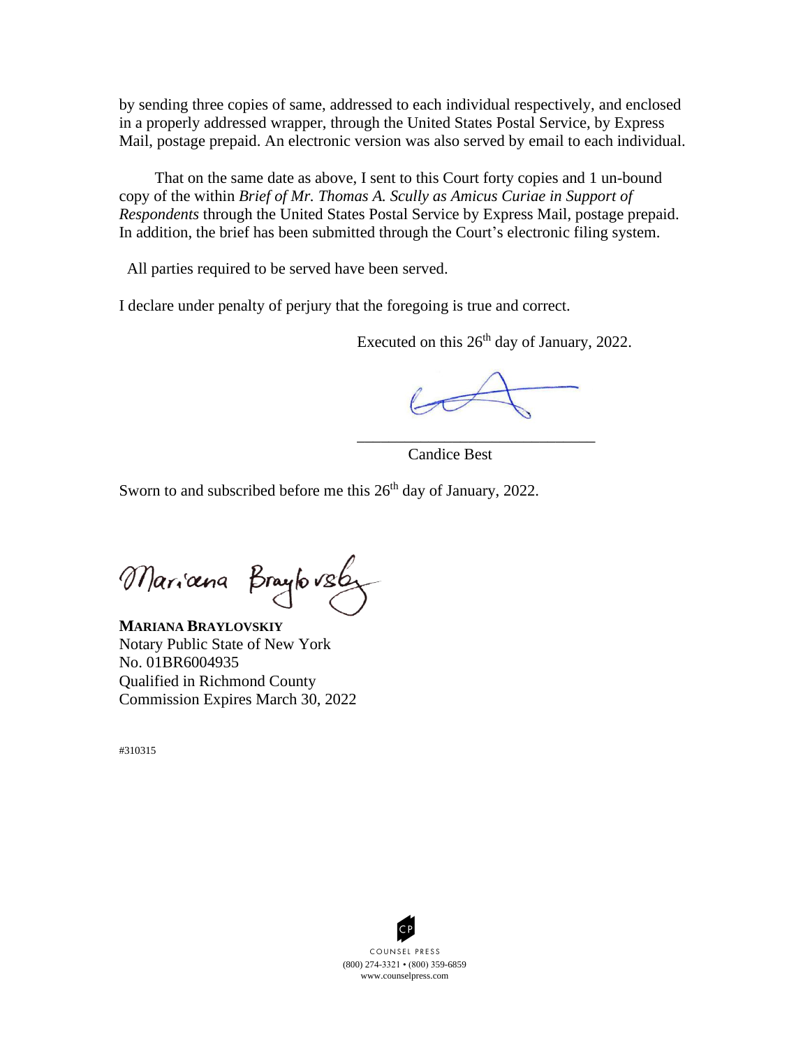by sending three copies of same, addressed to each individual respectively, and enclosed in a properly addressed wrapper, through the United States Postal Service, by Express Mail, postage prepaid. An electronic version was also served by email to each individual.

That on the same date as above, I sent to this Court forty copies and 1 un-bound copy of the within *Brief of Mr. Thomas A. Scully as Amicus Curiae in Support of Respondents* through the United States Postal Service by Express Mail, postage prepaid. In addition, the brief has been submitted through the Court's electronic filing system.

All parties required to be served have been served.

I declare under penalty of perjury that the foregoing is true and correct.

Executed on this 26th day of January, 2022.

\_\_\_\_\_\_\_\_\_\_\_\_\_\_\_\_\_\_\_\_\_\_\_\_\_\_\_\_\_\_\_\_

Candice Best

Sworn to and subscribed before me this 26th day of January, 2022.

**MARIANA BRAYLOVSKIY**
Notary Public State of New York
No. 01BR6004935
Qualified in Richmond County
Commission Expires March 30, 2022

#310315

COUNSEL PRESS
(800) 274-3321 • (800) 359-6859
www.counselpress.com